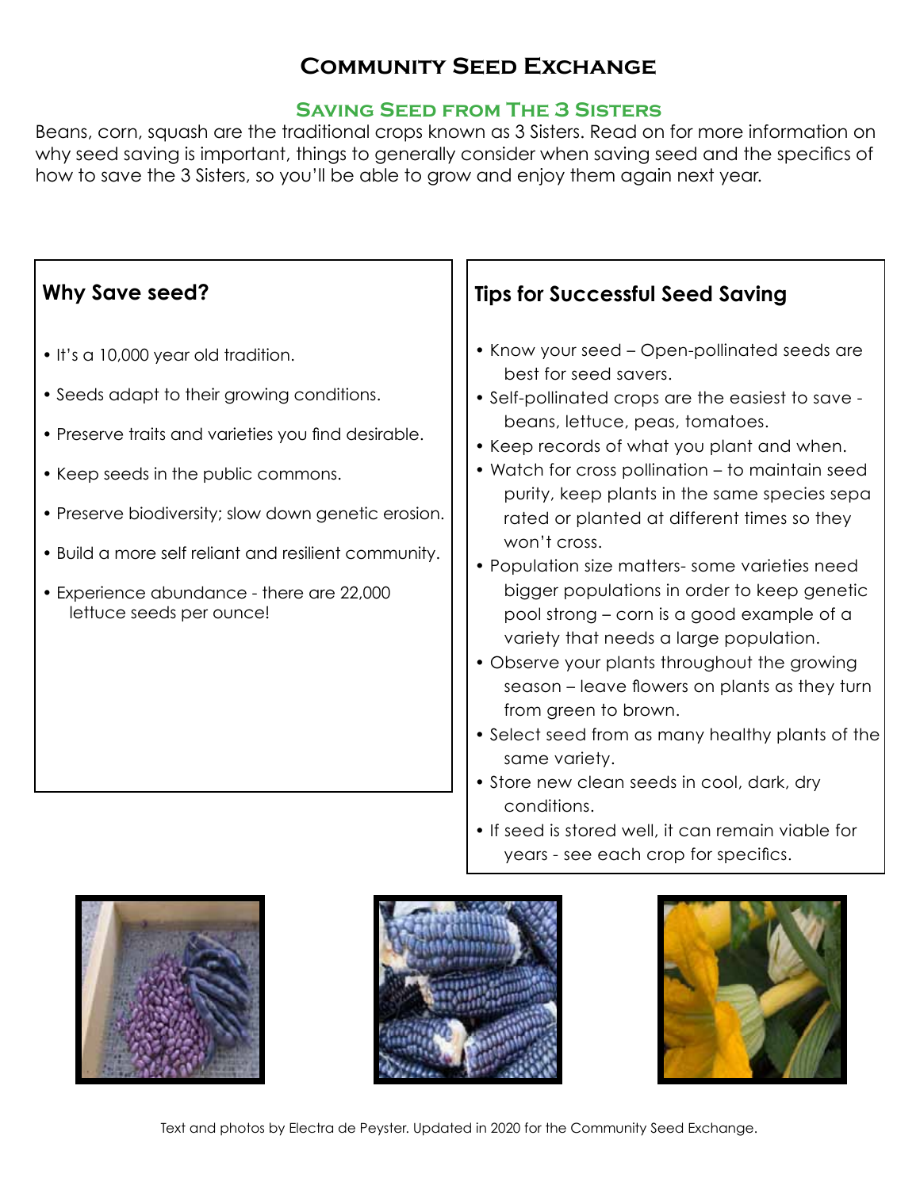# Community Seed Exchange

## Saving Seed from The 3 Sisters

Beans, corn, squash are the traditional crops known as 3 Sisters. Read on for more information on why seed saving is important, things to generally consider when saving seed and the specifics of how to save the 3 Sisters, so you'll be able to grow and enjoy them again next year.

### Why Save seed?

- It's a 10,000 year old tradition.
- Seeds adapt to their growing conditions.
- Preserve traits and varieties you find desirable.
- Keep seeds in the public commons.
- Preserve biodiversity; slow down genetic erosion.
- Build a more self reliant and resilient community.
- Experience abundance - there are 22,000 lettuce seeds per ounce!

### Tips for Successful Seed Saving

- Know your seed – Open-pollinated seeds are best for seed savers.
- Self-pollinated crops are the easiest to save - beans, lettuce, peas, tomatoes.
- Keep records of what you plant and when.
- Watch for cross pollination – to maintain seed purity, keep plants in the same species separated or planted at different times so they won't cross.
- Population size matters- some varieties need bigger populations in order to keep genetic pool strong – corn is a good example of a variety that needs a large population.
- Observe your plants throughout the growing season – leave flowers on plants as they turn from green to brown.
- Select seed from as many healthy plants of the same variety.
- Store new clean seeds in cool, dark, dry conditions.
- If seed is stored well, it can remain viable for years - see each crop for specifics.

Text and photos by Electra de Peyster. Updated in 2020 for the Community Seed Exchange.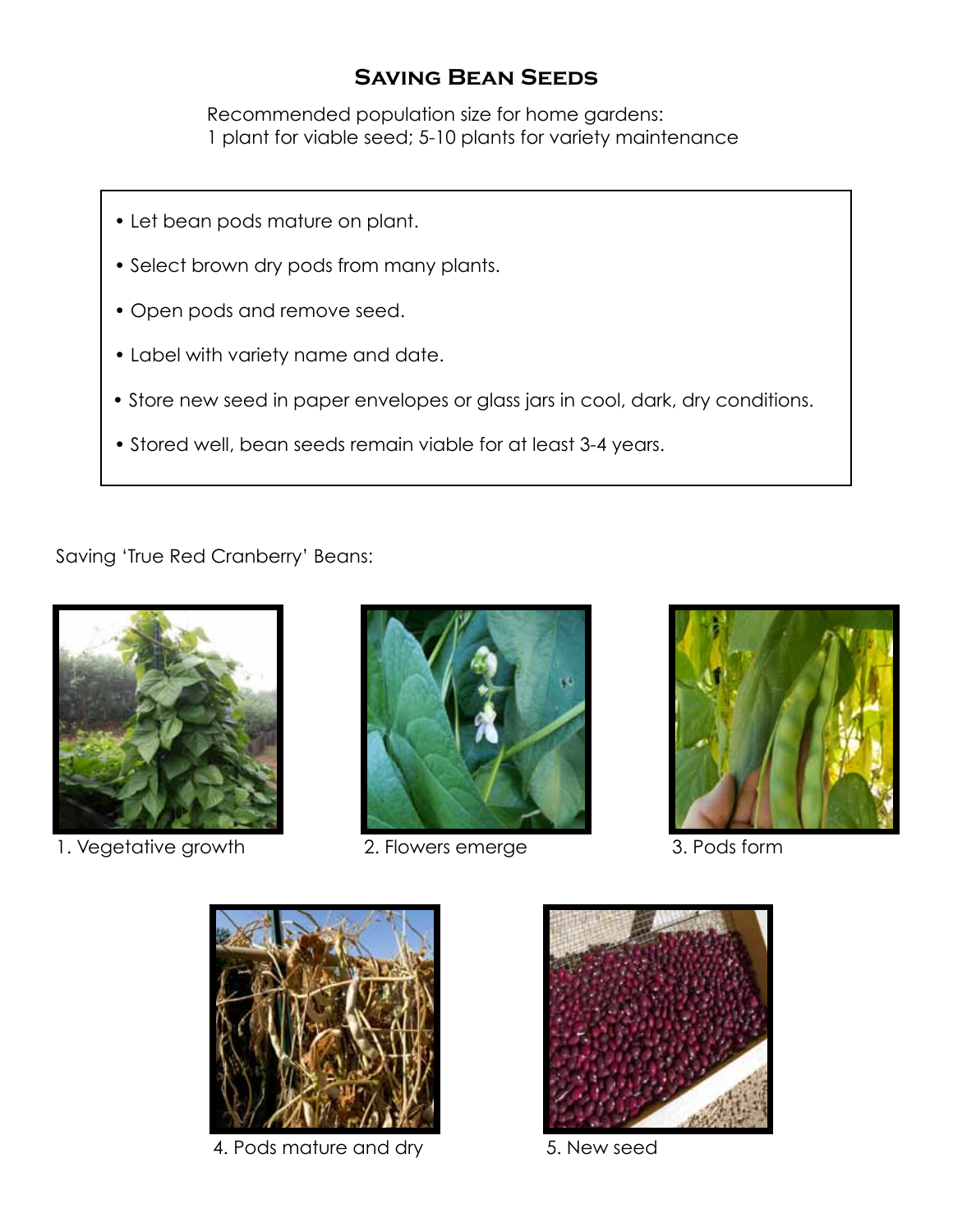## Saving Bean Seeds

Recommended population size for home gardens:
1 plant for viable seed; 5-10 plants for variety maintenance

- Let bean pods mature on plant.
- Select brown dry pods from many plants.
- Open pods and remove seed.
- Label with variety name and date.
- Store new seed in paper envelopes or glass jars in cool, dark, dry conditions.
- Stored well, bean seeds remain viable for at least 3-4 years.

Saving 'True Red Cranberry' Beans:

1. Vegetative growth

2. Flowers emerge

3. Pods form

4. Pods mature and dry

5. New seed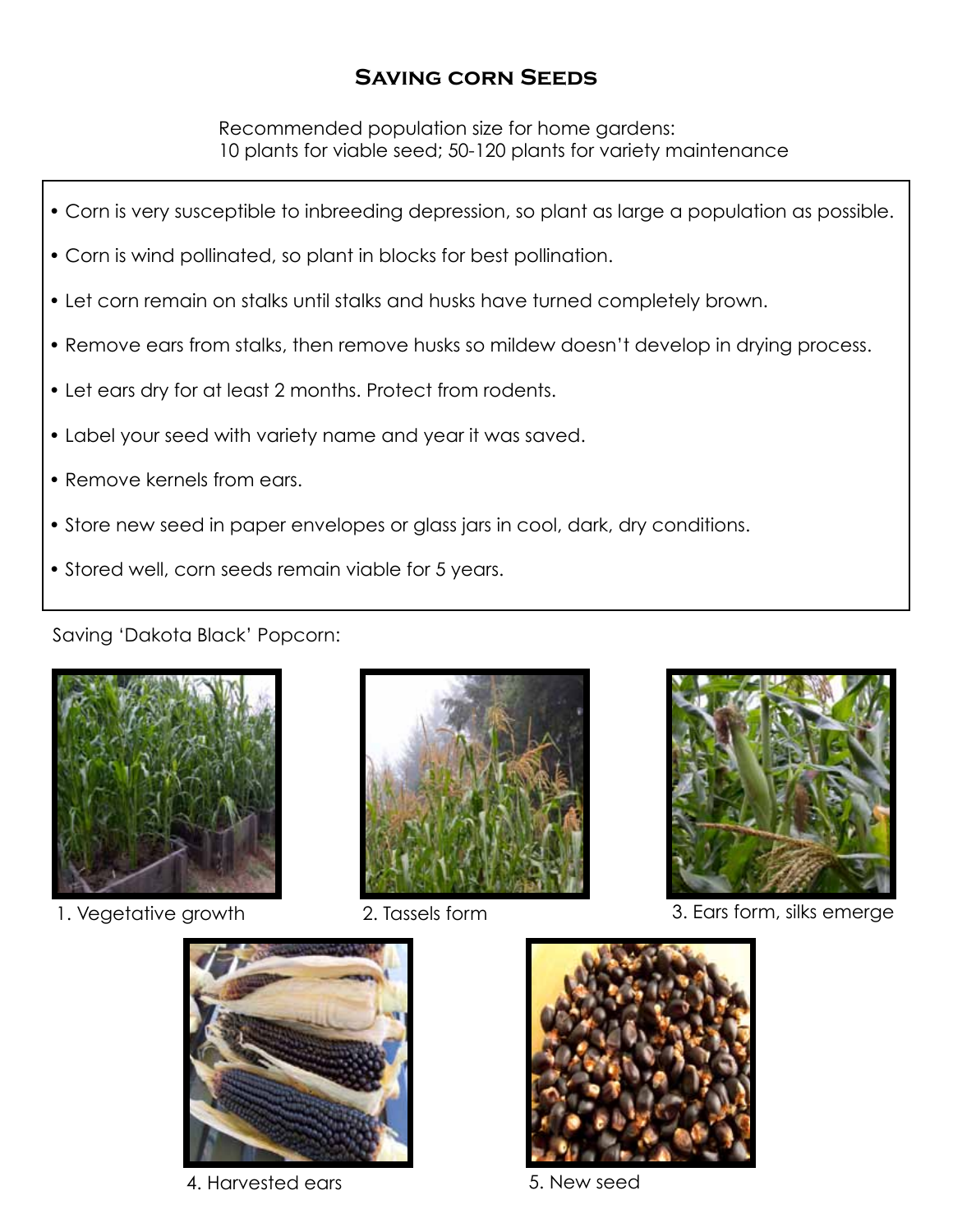## Saving corn Seeds

Recommended population size for home gardens:
10 plants for viable seed; 50-120 plants for variety maintenance

- Corn is very susceptible to inbreeding depression, so plant as large a population as possible.
- Corn is wind pollinated, so plant in blocks for best pollination.
- Let corn remain on stalks until stalks and husks have turned completely brown.
- Remove ears from stalks, then remove husks so mildew doesn't develop in drying process.
- Let ears dry for at least 2 months. Protect from rodents.
- Label your seed with variety name and year it was saved.
- Remove kernels from ears.
- Store new seed in paper envelopes or glass jars in cool, dark, dry conditions.
- Stored well, corn seeds remain viable for 5 years.

Saving 'Dakota Black' Popcorn:

1. Vegetative growth

2. Tassels form

3. Ears form, silks emerge

4. Harvested ears

5. New seed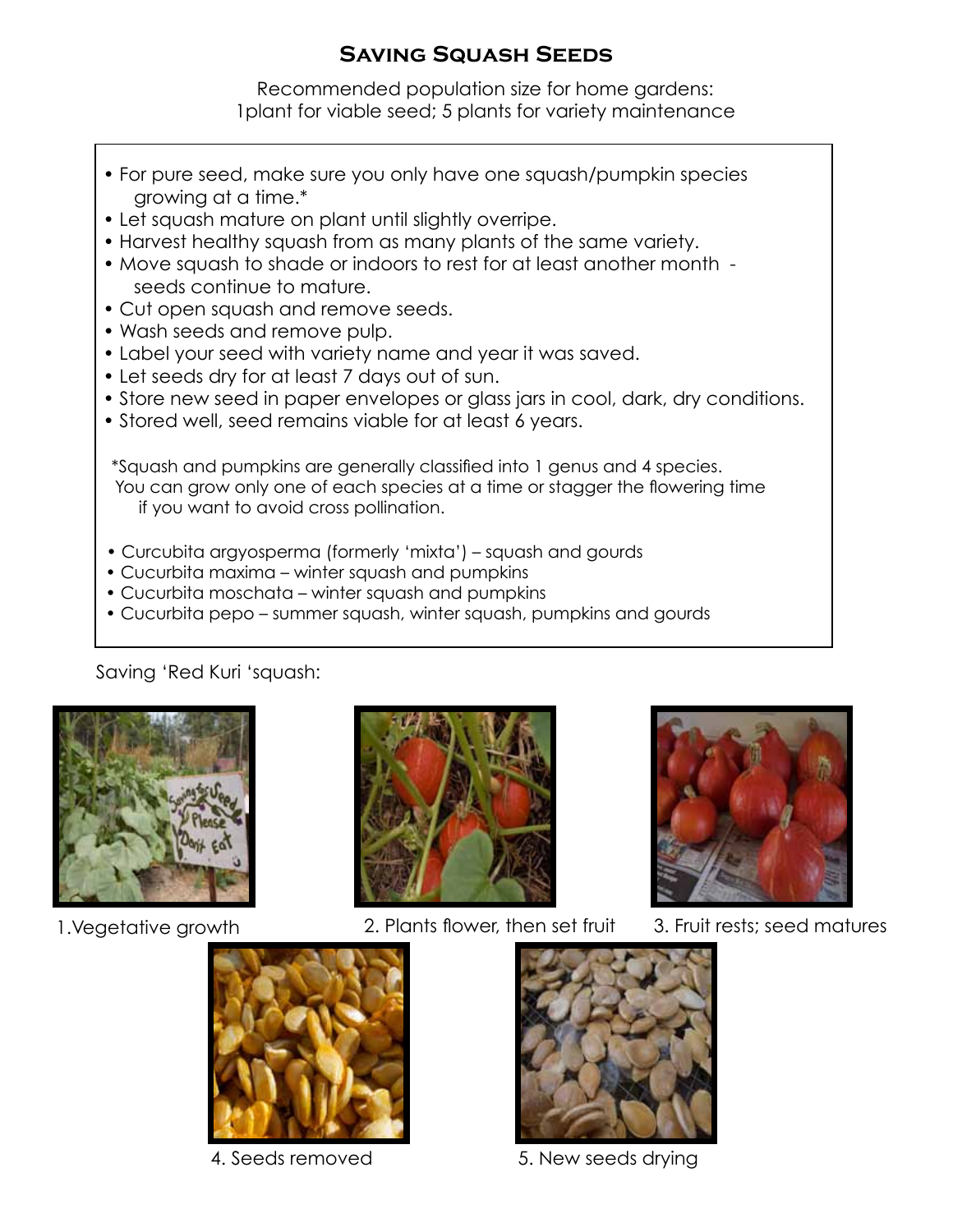## Saving Squash Seeds

Recommended population size for home gardens:
1plant for viable seed; 5 plants for variety maintenance

- For pure seed, make sure you only have one squash/pumpkin species growing at a time.*
- Let squash mature on plant until slightly overripe.
- Harvest healthy squash from as many plants of the same variety.
- Move squash to shade or indoors to rest for at least another month - seeds continue to mature.
- Cut open squash and remove seeds.
- Wash seeds and remove pulp.
- Label your seed with variety name and year it was saved.
- Let seeds dry for at least 7 days out of sun.
- Store new seed in paper envelopes or glass jars in cool, dark, dry conditions.
- Stored well, seed remains viable for at least 6 years.

*Squash and pumpkins are generally classified into 1 genus and 4 species. You can grow only one of each species at a time or stagger the flowering time if you want to avoid cross pollination.

- Curcubita argyosperma (formerly 'mixta') – squash and gourds
- Cucurbita maxima – winter squash and pumpkins
- Cucurbita moschata – winter squash and pumpkins
- Cucurbita pepo – summer squash, winter squash, pumpkins and gourds

Saving 'Red Kuri 'squash:

1.Vegetative growth

2. Plants flower, then set fruit

3. Fruit rests; seed matures

4. Seeds removed

5. New seeds drying